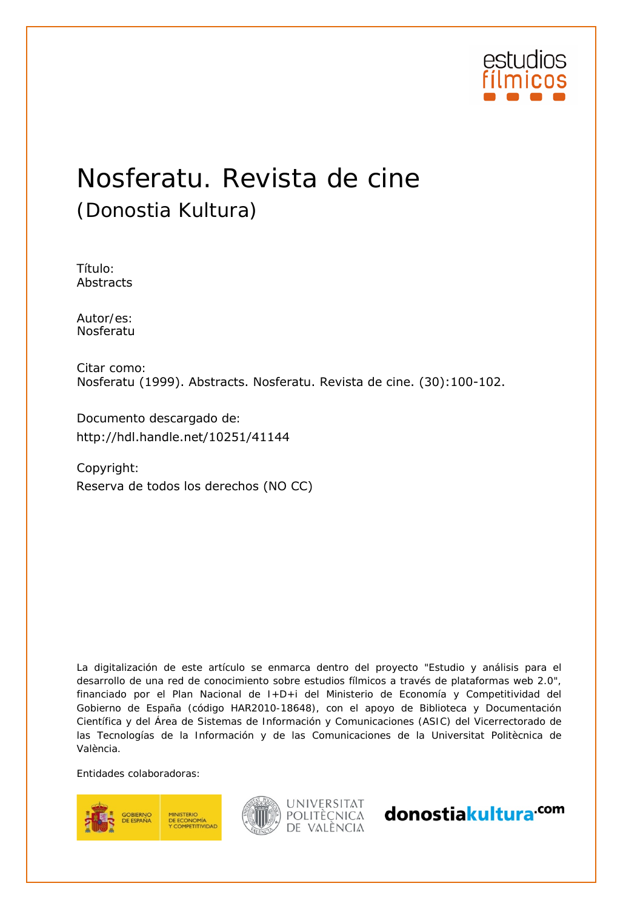estudios fílmicos

# Nosferatu. Revista de cine

## (Donostia Kultura)

Título:
Abstracts

Autor/es:
Nosferatu

Citar como:
Nosferatu (1999). Abstracts. Nosferatu. Revista de cine. (30):100-102.

Documento descargado de:
http://hdl.handle.net/10251/41144

Copyright:
Reserva de todos los derechos (NO CC)

La digitalización de este artículo se enmarca dentro del proyecto "Estudio y análisis para el desarrollo de una red de conocimiento sobre estudios fílmicos a través de plataformas web 2.0", financiado por el Plan Nacional de I+D+i del Ministerio de Economía y Competitividad del Gobierno de España (código HAR2010-18648), con el apoyo de Biblioteca y Documentación Científica y del Área de Sistemas de Información y Comunicaciones (ASIC) del Vicerrectorado de las Tecnologías de la Información y de las Comunicaciones de la Universitat Politècnica de València.

Entidades colaboradoras:

GOBIERNO DE ESPAÑA — MINISTERIO DE ECONOMÍA Y COMPETITIVIDAD

UNIVERSITAT POLITÈCNICA DE VALÈNCIA

donostiakultura.com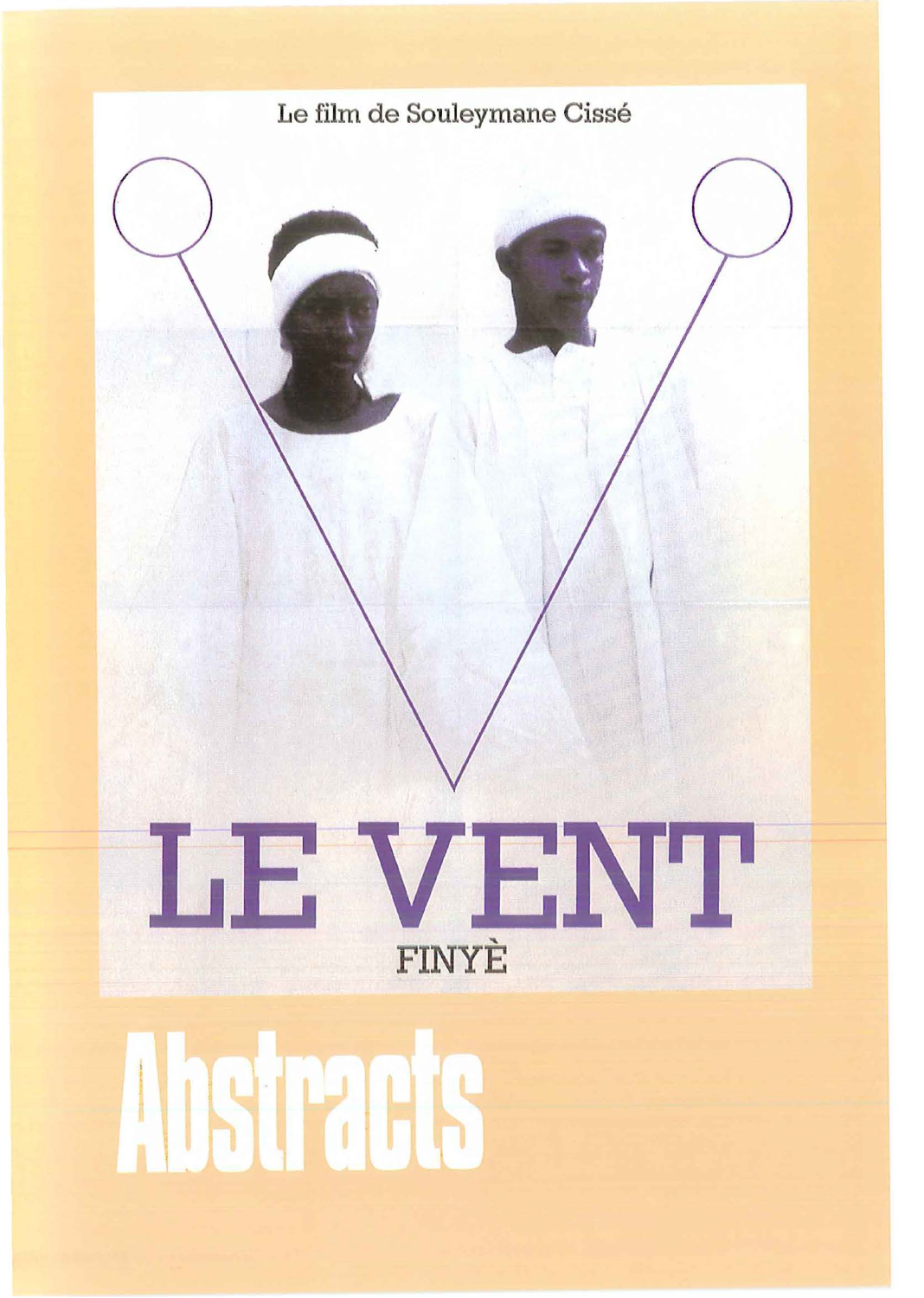Le film de Souleymane Cissé

# LE VENT

FINYÈ

# Abstracts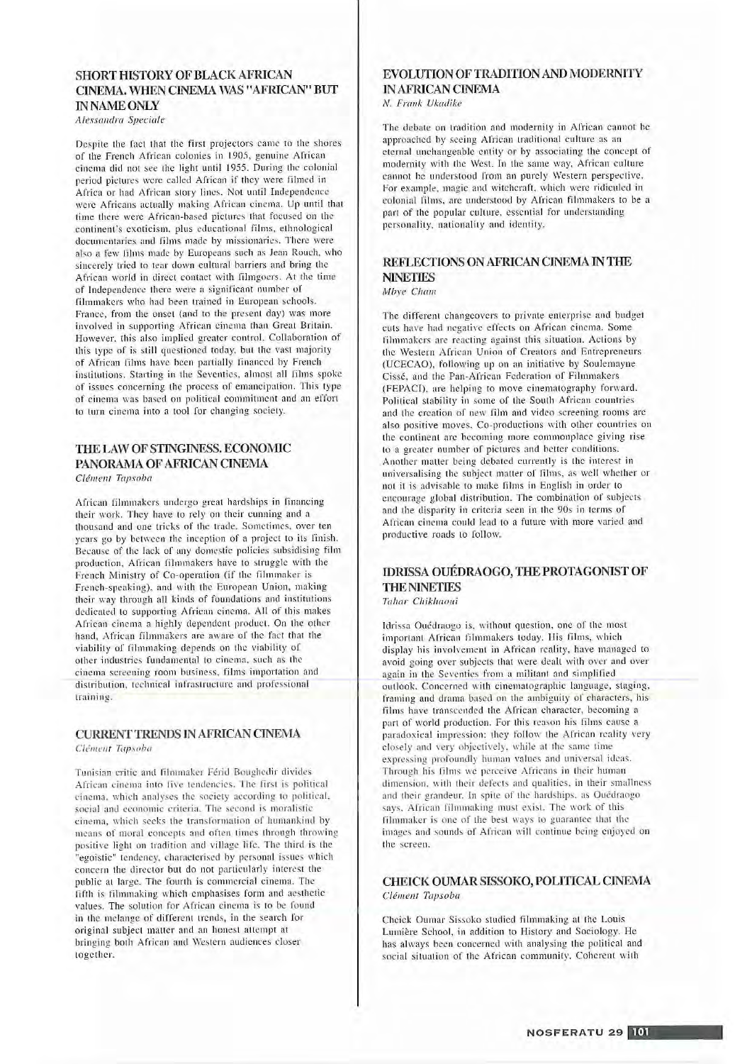## SHORT HISTORY OF BLACK AFRICAN CINEMA. WHEN CINEMA WAS "AFRICAN" BUT IN NAME ONLY

*Alessandra Speciale*

Despite the fact that the first projectors came to the shores of the French African colonies in 1905, genuine African cinema did not see the light until 1955. During the colonial period pictures were called African if they were filmed in Africa or had African story lines. Not until Independence were Africans actually making African cinema. Up until that time there were African-based pictures that focused on the continent's exoticism, plus educational films, ethnological documentaries and films made by missionaries. There were also a few films made by Europeans such as Jean Rouch, who sincerely tried to tear down cultural barriers and bring the African world in direct contact with filmgoers. At the time of Independence there were a significant number of filmmakers who had been trained in European schools. France, from the onset (and to the present day) was more involved in supporting African cinema than Great Britain. However, this also implied greater control. Collaboration of this type of is still questioned today, but the vast majority of African films have been partially financed by French institutions. Starting in the Seventies, almost all films spoke of issues concerning the process of emancipation. This type of cinema was based on political commitment and an effort to turn cinema into a tool for changing society.

## THE LAW OF STINGINESS. ECONOMIC PANORAMA OF AFRICAN CINEMA

*Clément Tapsoba*

African filmmakers undergo great hardships in financing their work. They have to rely on their cunning and a thousand and one tricks of the trade. Sometimes, over ten years go by between the inception of a project to its finish. Because of the lack of any domestic policies subsidising film production, African filmmakers have to struggle with the French Ministry of Co-operation (if the filmmaker is French-speaking), and with the European Union, making their way through all kinds of foundations and institutions dedicated to supporting African cinema. All of this makes African cinema a highly dependent product. On the other hand, African filmmakers are aware of the fact that the viability of filmmaking depends on the viability of other industries fundamental to cinema, such as the cinema screening room business, films importation and distribution, technical infrastructure and professional training.

## CURRENT TRENDS IN AFRICAN CINEMA

*Clément Tapsoba*

Tunisian critic and filmmaker Férid Boughedir divides African cinema into five tendencies. The first is political cinema, which analyses the society according to political, social and economic criteria. The second is moralistic cinema, which seeks the transformation of humankind by means of moral concepts and often times through throwing positive light on tradition and village life. The third is the "egoistic" tendency, characterised by personal issues which concern the director but do not particularly interest the public at large. The fourth is commercial cinema. The fifth is filmmaking which emphasises form and aesthetic values. The solution for African cinema is to be found in the melange of different trends, in the search for original subject matter and an honest attempt at bringing both African and Western audiences closer together.

## EVOLUTION OF TRADITION AND MODERNITY IN AFRICAN CINEMA

*N. Frank Ukadike*

The debate on tradition and modernity in African cannot be approached by seeing African traditional culture as an eternal unchangeable entity or by associating the concept of modernity with the West. In the same way, African culture cannot be understood from an purely Western perspective. For example, magic and witchcraft, which were ridiculed in colonial films, are understood by African filmmakers to be a part of the popular culture, essential for understanding personality, nationality and identity.

## REFLECTIONS ON AFRICAN CINEMA IN THE NINETIES

*Mbye Cham*

The different changeovers to private enterprise and budget cuts have had negative effects on African cinema. Some filmmakers are reacting against this situation. Actions by the Western African Union of Creators and Entrepreneurs (UCECAO), following up on an initiative by Soulemayne Cissé, and the Pan-African Federation of Filmmakers (FEPACI), are helping to move cinematography forward. Political stability in some of the South African countries and the creation of new film and video screening rooms are also positive moves. Co-productions with other countries on the continent are becoming more commonplace giving rise to a greater number of pictures and better conditions. Another matter being debated currently is the interest in universalising the subject matter of films, as well whether or not it is advisable to make films in English in order to encourage global distribution. The combination of subjects and the disparity in criteria seen in the 90s in terms of African cinema could lead to a future with more varied and productive roads to follow.

## IDRISSA OUÉDRAOGO, THE PROTAGONIST OF THE NINETIES

*Tahar Chikhaoui*

Idrissa Ouédraogo is, without question, one of the most important African filmmakers today. His films, which display his involvement in African reality, have managed to avoid going over subjects that were dealt with over and over again in the Seventies from a militant and simplified outlook. Concerned with cinematographic language, staging, framing and drama based on the ambiguity of characters, his films have transcended the African character, becoming a part of world production. For this reason his films cause a paradoxical impression: they follow the African reality very closely and very objectively, while at the same time expressing profoundly human values and universal ideas. Through his films we perceive Africans in their human dimension, with their defects and qualities, in their smallness and their grandeur. In spite of the hardships, as Ouédraogo says, African filmmaking must exist. The work of this filmmaker is one of the best ways to guarantee that the images and sounds of African will continue being enjoyed on the screen.

## CHEICK OUMAR SISSOKO, POLITICAL CINEMA

*Clément Tapsoba*

Cheick Oumar Sissoko studied filmmaking at the Louis Lumière School, in addition to History and Sociology. He has always been concerned with analysing the political and social situation of the African community. Coherent with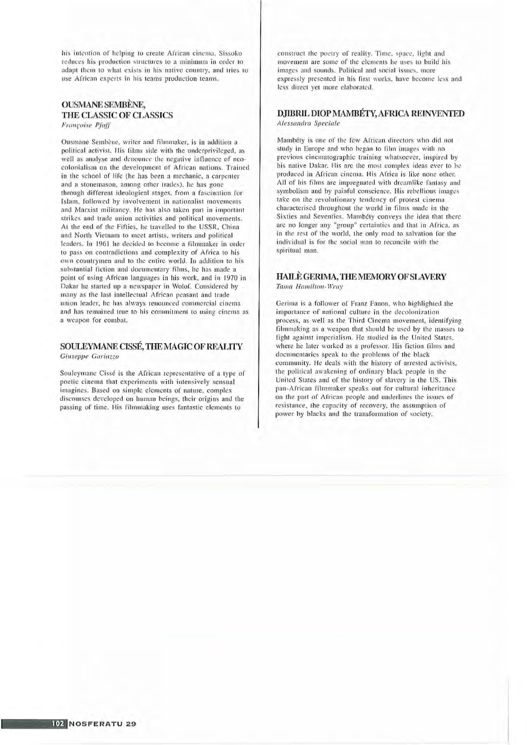his intention of helping to create African cinema, Sissoko reduces his production structures to a minimum in order to adapt them to what exists in his native country, and tries to use African experts in his teams production teams.

## OUSMANE SEMBÈNE, THE CLASSIC OF CLASSICS

*Françoise Pfaff*

Ousmane Sembène, writer and filmmaker, is in addition a political activist. His films side with the underprivileged, as well as analyse and denounce the negative influence of neo-colonialism on the development of African nations. Trained in the school of life (he has been a mechanic, a carpenter and a stonemason, among other trades), he has gone through different ideological stages, from a fascination for Islam, followed by involvement in nationalist movements and Marxist militancy. He has also taken part in important strikes and trade union activities and political movements. At the end of the Fifties, he travelled to the USSR, China and North Vietnam to meet artists, writers and political leaders. In 1961 he decided to become a filmmaker in order to pass on contradictions and complexity of Africa to his own countrymen and to the entire world. In addition to his substantial fiction and documentary films, he has made a point of using African languages in his work, and in 1970 in Dakar he started up a newspaper in Wolof. Considered by many as the last intellectual African peasant and trade union leader, he has always renounced commercial cinema and has remained true to his commitment to using cinema as a weapon for combat.

## SOULEYMANE CISSÉ, THE MAGIC OF REALITY

*Giuseppe Gariazzo*

Souleymane Cissé is the African representative of a type of poetic cinema that experiments with intensively sensual imagines. Based on simple elements of nature, complex discourses developed on human beings, their origins and the passing of time. His filmmaking uses fantastic elements to construct the poetry of reality. Time, space, light and movement are some of the elements he uses to build his images and sounds. Political and social issues, more expressly presented in his first works, have become less and less direct yet more elaborated.

## DJIBRIL DIOP MAMBÉTY, AFRICA REINVENTED

*Alessandra Speciale*

Mambéty is one of the few African directors who did not study in Europe and who began to film images with no previous cinematographic training whatsoever, inspired by his native Dakar. His are the most complex ideas ever to be produced in African cinema. His Africa is like none other. All of his films are impregnated with dreamlike fantasy and symbolism and by painful conscience. His rebellious images take on the revolutionary tendency of protest cinema characterised throughout the world in films made in the Sixties and Seventies. Mambéty conveys the idea that there are no longer any "group" certainties and that in Africa, as in the rest of the world, the only road to salvation for the individual is for the social man to reconcile with the spiritual man.

## HAILÈ GERIMA, THE MEMORY OF SLAVERY

*Tama Hamilton-Wray*

Gerima is a follower of Franz Fanon, who highlighted the importance of national culture in the decolonization process, as well as the Third Cinema movement, identifying filmmaking as a weapon that should be used by the masses to fight against imperialism. He studied in the United States, where he later worked as a professor. His fiction films and documentaries speak to the problems of the black community. He deals with the history of arrested activists, the political awakening of ordinary black people in the United States and of the history of slavery in the US. This pan-African filmmaker speaks out for cultural inheritance on the part of African people and underlines the issues of resistance, the capacity of recovery, the assumption of power by blacks and the transformation of society.